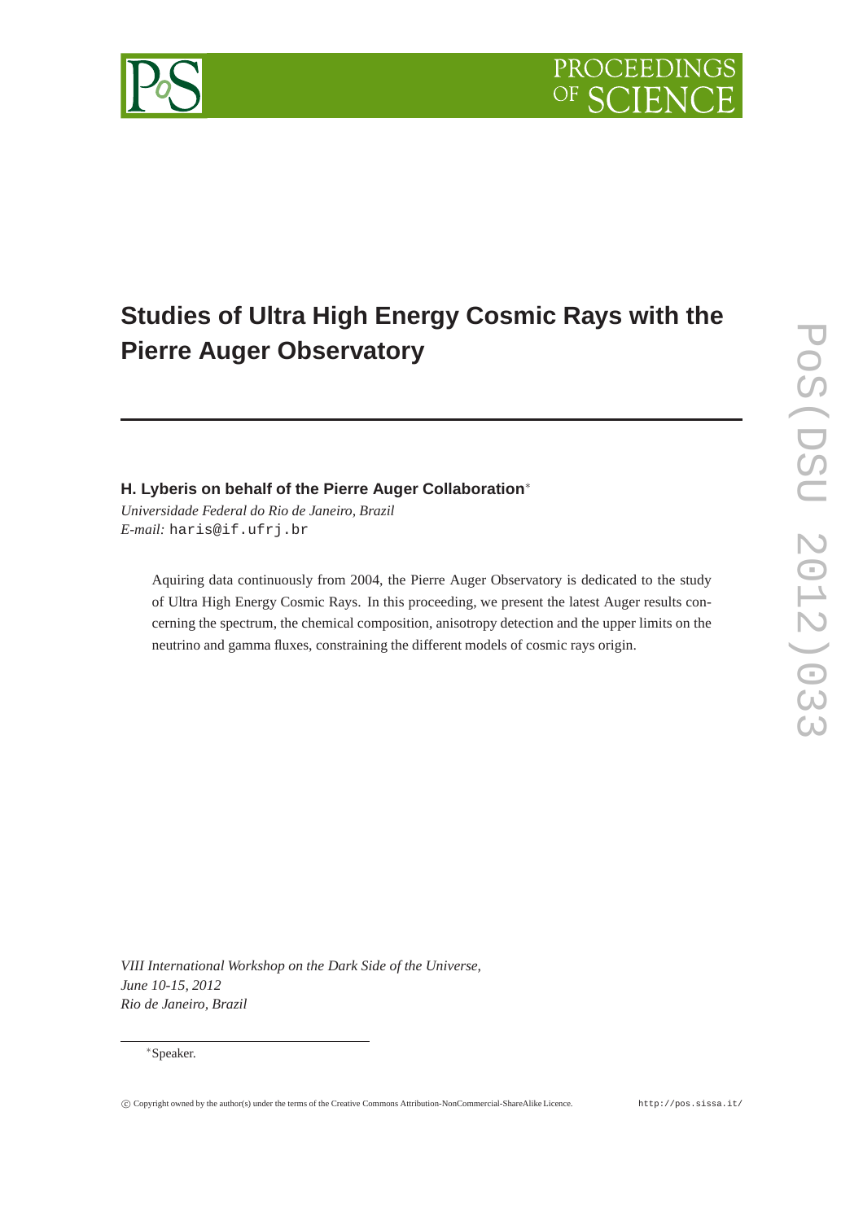# Studies of Ultra High Energy Cosmic Rays with the Pierre Auger Observatory

**H. Lyberis on behalf of the Pierre Auger Collaboration***

*Universidade Federal do Rio de Janeiro, Brazil*
*E-mail:* haris@if.ufrj.br

Aquiring data continuously from 2004, the Pierre Auger Observatory is dedicated to the study of Ultra High Energy Cosmic Rays. In this proceeding, we present the latest Auger results concerning the spectrum, the chemical composition, anisotropy detection and the upper limits on the neutrino and gamma fluxes, constraining the different models of cosmic rays origin.

*VIII International Workshop on the Dark Side of the Universe,*
*June 10-15, 2012*
*Rio de Janeiro, Brazil*

*Speaker.

© Copyright owned by the author(s) under the terms of the Creative Commons Attribution-NonCommercial-ShareAlike Licence. http://pos.sissa.it/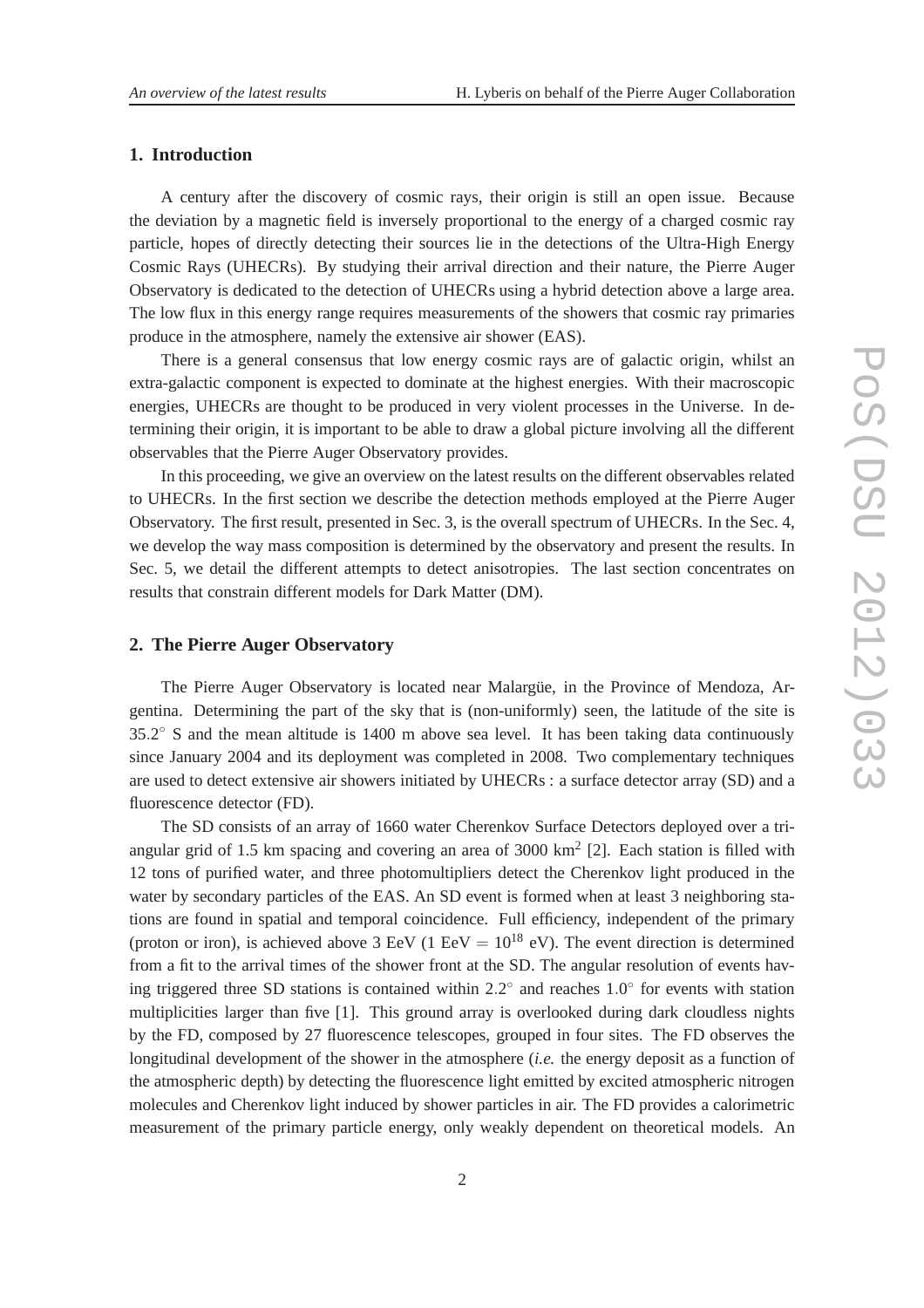## 1. Introduction

A century after the discovery of cosmic rays, their origin is still an open issue. Because the deviation by a magnetic field is inversely proportional to the energy of a charged cosmic ray particle, hopes of directly detecting their sources lie in the detections of the Ultra-High Energy Cosmic Rays (UHECRs). By studying their arrival direction and their nature, the Pierre Auger Observatory is dedicated to the detection of UHECRs using a hybrid detection above a large area. The low flux in this energy range requires measurements of the showers that cosmic ray primaries produce in the atmosphere, namely the extensive air shower (EAS).

There is a general consensus that low energy cosmic rays are of galactic origin, whilst an extra-galactic component is expected to dominate at the highest energies. With their macroscopic energies, UHECRs are thought to be produced in very violent processes in the Universe. In determining their origin, it is important to be able to draw a global picture involving all the different observables that the Pierre Auger Observatory provides.

In this proceeding, we give an overview on the latest results on the different observables related to UHECRs. In the first section we describe the detection methods employed at the Pierre Auger Observatory. The first result, presented in Sec. 3, is the overall spectrum of UHECRs. In the Sec. 4, we develop the way mass composition is determined by the observatory and present the results. In Sec. 5, we detail the different attempts to detect anisotropies. The last section concentrates on results that constrain different models for Dark Matter (DM).

## 2. The Pierre Auger Observatory

The Pierre Auger Observatory is located near Malargüe, in the Province of Mendoza, Argentina. Determining the part of the sky that is (non-uniformly) seen, the latitude of the site is $35.2^{\circ}$ S and the mean altitude is 1400 m above sea level. It has been taking data continuously since January 2004 and its deployment was completed in 2008. Two complementary techniques are used to detect extensive air showers initiated by UHECRs : a surface detector array (SD) and a fluorescence detector (FD).

The SD consists of an array of 1660 water Cherenkov Surface Detectors deployed over a triangular grid of 1.5 km spacing and covering an area of 3000 $\text{km}^2$ [2]. Each station is filled with 12 tons of purified water, and three photomultipliers detect the Cherenkov light produced in the water by secondary particles of the EAS. An SD event is formed when at least 3 neighboring stations are found in spatial and temporal coincidence. Full efficiency, independent of the primary (proton or iron), is achieved above 3 EeV (1 EeV $= 10^{18}$ eV). The event direction is determined from a fit to the arrival times of the shower front at the SD. The angular resolution of events having triggered three SD stations is contained within $2.2^{\circ}$ and reaches $1.0^{\circ}$ for events with station multiplicities larger than five [1]. This ground array is overlooked during dark cloudless nights by the FD, composed by 27 fluorescence telescopes, grouped in four sites. The FD observes the longitudinal development of the shower in the atmosphere (*i.e.* the energy deposit as a function of the atmospheric depth) by detecting the fluorescence light emitted by excited atmospheric nitrogen molecules and Cherenkov light induced by shower particles in air. The FD provides a calorimetric measurement of the primary particle energy, only weakly dependent on theoretical models. An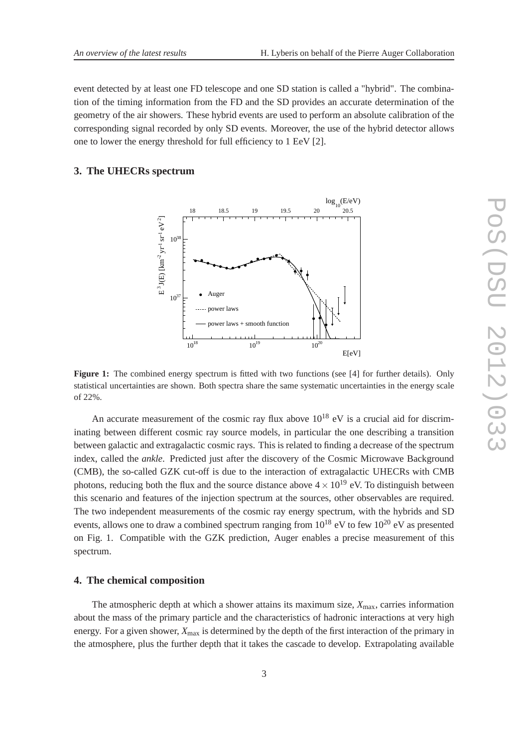event detected by at least one FD telescope and one SD station is called a "hybrid". The combination of the timing information from the FD and the SD provides an accurate determination of the geometry of the air showers. These hybrid events are used to perform an absolute calibration of the corresponding signal recorded by only SD events. Moreover, the use of the hybrid detector allows one to lower the energy threshold for full efficiency to 1 EeV [2].

## 3. The UHECRs spectrum

**Figure 1:** The combined energy spectrum is fitted with two functions (see [4] for further details). Only statistical uncertainties are shown. Both spectra share the same systematic uncertainties in the energy scale of 22%.

An accurate measurement of the cosmic ray flux above $10^{18}$ eV is a crucial aid for discriminating between different cosmic ray source models, in particular the one describing a transition between galactic and extragalactic cosmic rays. This is related to finding a decrease of the spectrum index, called the *ankle*. Predicted just after the discovery of the Cosmic Microwave Background (CMB), the so-called GZK cut-off is due to the interaction of extragalactic UHECRs with CMB photons, reducing both the flux and the source distance above $4 \times 10^{19}$ eV. To distinguish between this scenario and features of the injection spectrum at the sources, other observables are required. The two independent measurements of the cosmic ray energy spectrum, with the hybrids and SD events, allows one to draw a combined spectrum ranging from $10^{18}$ eV to few $10^{20}$ eV as presented on Fig. 1. Compatible with the GZK prediction, Auger enables a precise measurement of this spectrum.

## 4. The chemical composition

The atmospheric depth at which a shower attains its maximum size, $X_{\max}$, carries information about the mass of the primary particle and the characteristics of hadronic interactions at very high energy. For a given shower, $X_{\max}$ is determined by the depth of the first interaction of the primary in the atmosphere, plus the further depth that it takes the cascade to develop. Extrapolating available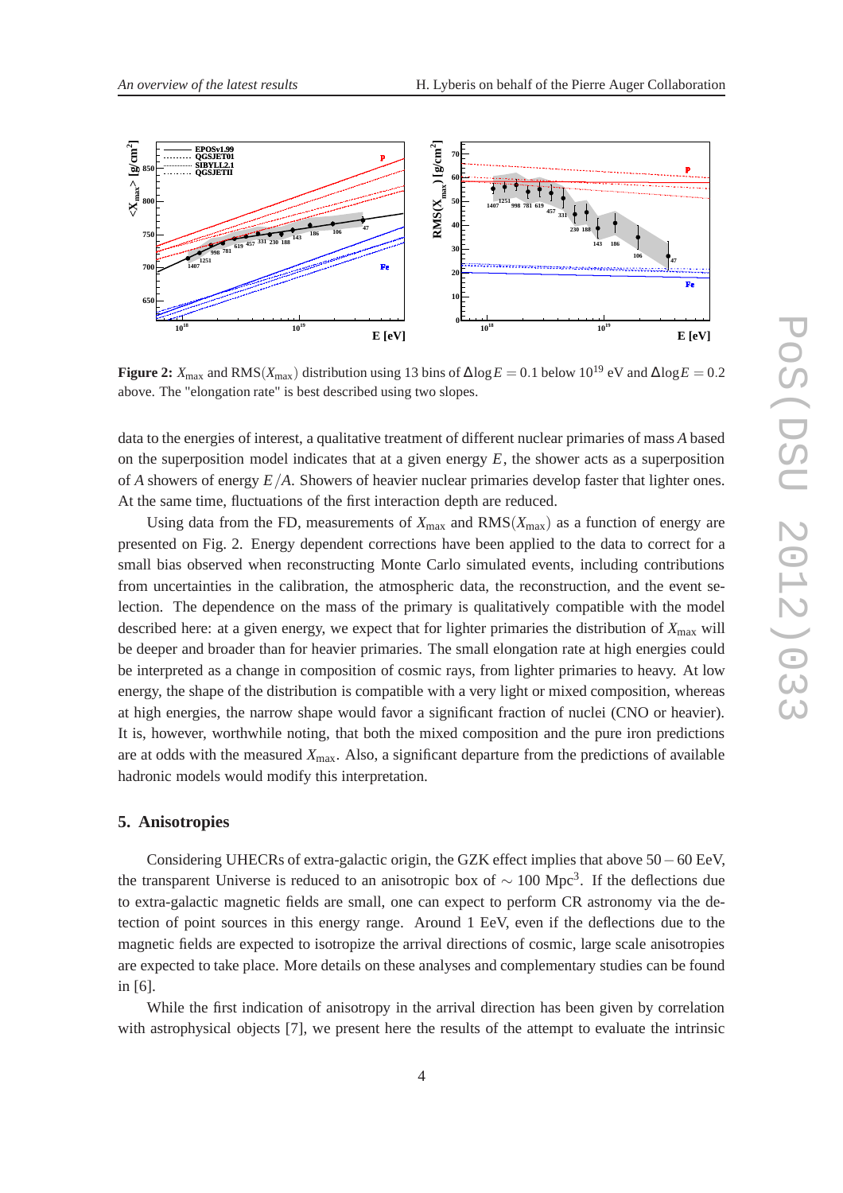**Figure 2:** $X_{\max}$ and $\mathrm{RMS}(X_{\max})$ distribution using 13 bins of $\Delta\log E = 0.1$ below $10^{19}$ eV and $\Delta\log E = 0.2$ above. The "elongation rate" is best described using two slopes.

data to the energies of interest, a qualitative treatment of different nuclear primaries of mass $A$ based on the superposition model indicates that at a given energy $E$, the shower acts as a superposition of $A$ showers of energy $E/A$. Showers of heavier nuclear primaries develop faster that lighter ones. At the same time, fluctuations of the first interaction depth are reduced.

Using data from the FD, measurements of $X_{\max}$ and $\mathrm{RMS}(X_{\max})$ as a function of energy are presented on Fig. 2. Energy dependent corrections have been applied to the data to correct for a small bias observed when reconstructing Monte Carlo simulated events, including contributions from uncertainties in the calibration, the atmospheric data, the reconstruction, and the event selection. The dependence on the mass of the primary is qualitatively compatible with the model described here: at a given energy, we expect that for lighter primaries the distribution of $X_{\max}$ will be deeper and broader than for heavier primaries. The small elongation rate at high energies could be interpreted as a change in composition of cosmic rays, from lighter primaries to heavy. At low energy, the shape of the distribution is compatible with a very light or mixed composition, whereas at high energies, the narrow shape would favor a significant fraction of nuclei (CNO or heavier). It is, however, worthwhile noting, that both the mixed composition and the pure iron predictions are at odds with the measured $X_{\max}$. Also, a significant departure from the predictions of available hadronic models would modify this interpretation.

## 5. Anisotropies

Considering UHECRs of extra-galactic origin, the GZK effect implies that above 50 – 60 EeV, the transparent Universe is reduced to an anisotropic box of $\sim 100$ Mpc$^3$. If the deflections due to extra-galactic magnetic fields are small, one can expect to perform CR astronomy via the detection of point sources in this energy range. Around 1 EeV, even if the deflections due to the magnetic fields are expected to isotropize the arrival directions of cosmic, large scale anisotropies are expected to take place. More details on these analyses and complementary studies can be found in [6].

While the first indication of anisotropy in the arrival direction has been given by correlation with astrophysical objects [7], we present here the results of the attempt to evaluate the intrinsic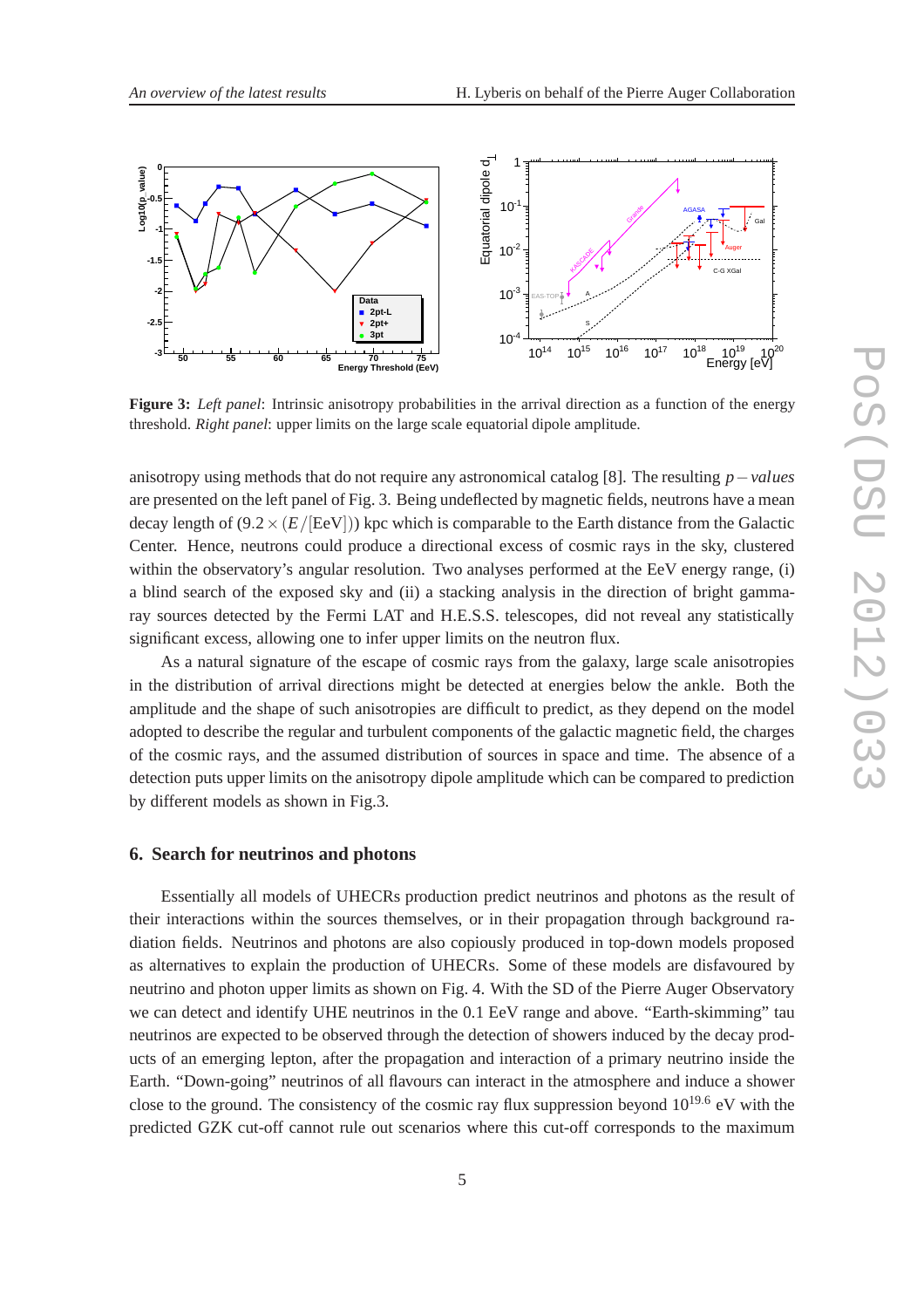**Figure 3:** *Left panel*: Intrinsic anisotropy probabilities in the arrival direction as a function of the energy threshold. *Right panel*: upper limits on the large scale equatorial dipole amplitude.

anisotropy using methods that do not require any astronomical catalog [8]. The resulting $p-values$ are presented on the left panel of Fig. 3. Being undeflected by magnetic fields, neutrons have a mean decay length of $(9.2 \times (E/[\mathrm{EeV}]))$ kpc which is comparable to the Earth distance from the Galactic Center. Hence, neutrons could produce a directional excess of cosmic rays in the sky, clustered within the observatory's angular resolution. Two analyses performed at the EeV energy range, (i) a blind search of the exposed sky and (ii) a stacking analysis in the direction of bright gamma-ray sources detected by the Fermi LAT and H.E.S.S. telescopes, did not reveal any statistically significant excess, allowing one to infer upper limits on the neutron flux.

As a natural signature of the escape of cosmic rays from the galaxy, large scale anisotropies in the distribution of arrival directions might be detected at energies below the ankle. Both the amplitude and the shape of such anisotropies are difficult to predict, as they depend on the model adopted to describe the regular and turbulent components of the galactic magnetic field, the charges of the cosmic rays, and the assumed distribution of sources in space and time. The absence of a detection puts upper limits on the anisotropy dipole amplitude which can be compared to prediction by different models as shown in Fig.3.

## 6. Search for neutrinos and photons

Essentially all models of UHECRs production predict neutrinos and photons as the result of their interactions within the sources themselves, or in their propagation through background radiation fields. Neutrinos and photons are also copiously produced in top-down models proposed as alternatives to explain the production of UHECRs. Some of these models are disfavoured by neutrino and photon upper limits as shown on Fig. 4. With the SD of the Pierre Auger Observatory we can detect and identify UHE neutrinos in the 0.1 EeV range and above. "Earth-skimming" tau neutrinos are expected to be observed through the detection of showers induced by the decay products of an emerging lepton, after the propagation and interaction of a primary neutrino inside the Earth. "Down-going" neutrinos of all flavours can interact in the atmosphere and induce a shower close to the ground. The consistency of the cosmic ray flux suppression beyond $10^{19.6}$ eV with the predicted GZK cut-off cannot rule out scenarios where this cut-off corresponds to the maximum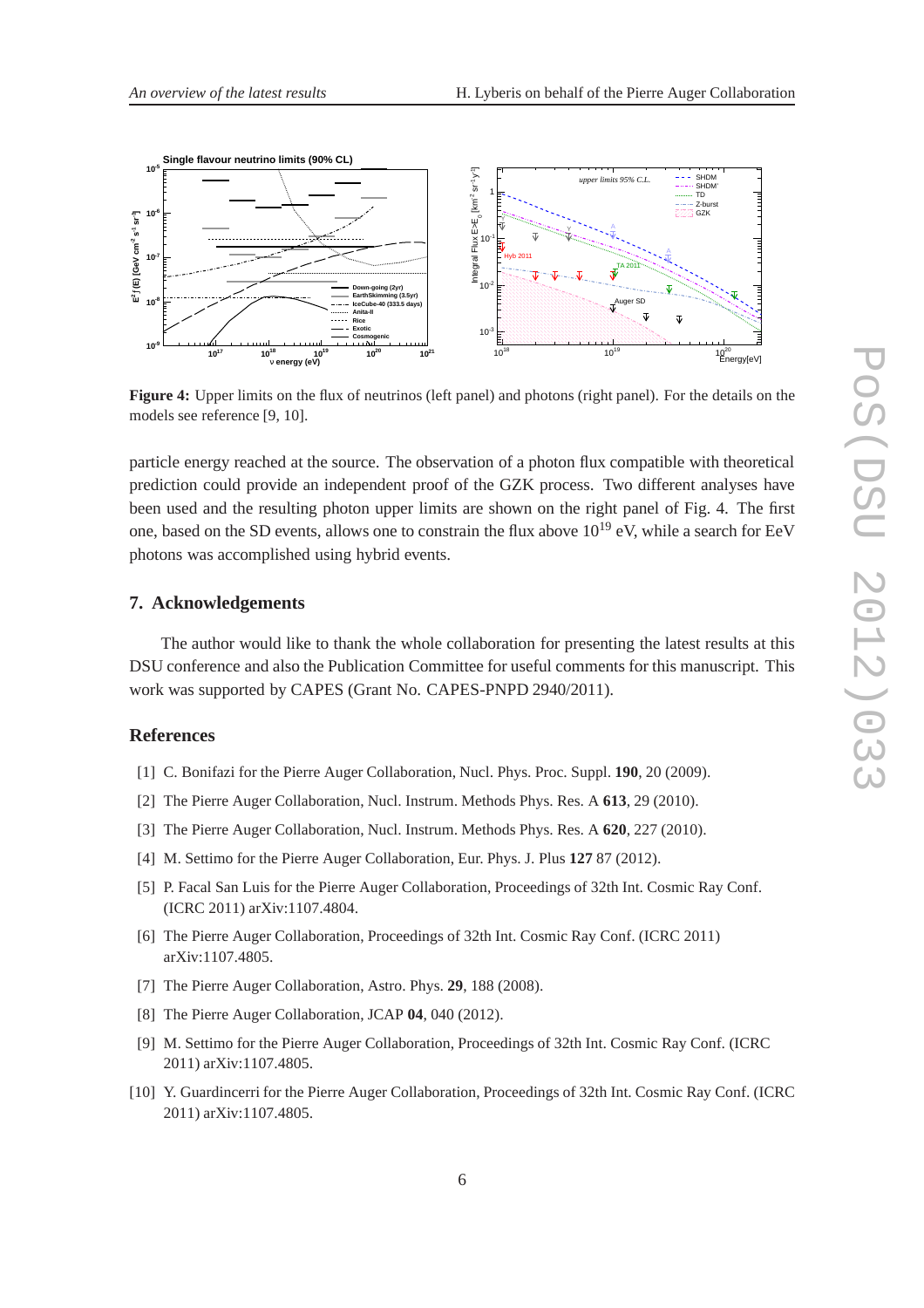Single flavour neutrino limits (90% CL)

$10^{-5}$
$10^{-6}$
$10^{-7}$
$10^{-8}$
$10^{-9}$

$E^2 f(E)$ [GeV cm$^{-2}$ s$^{-1}$ sr$^{-1}$]

$10^{17}$ $10^{18}$ $10^{19}$ $10^{20}$ $10^{21}$

$\nu$ energy (eV)

Down-going (2yr)
EarthSkimming (3.5yr)
IceCube-40 (333.5 days)
Anita-II
Rice
Exotic
Cosmogenic

upper limits 95% C.L.

SHDM
SHDM'
TD
Z-burst
GZK

Integral Flux E>E$_0$ [km$^{-2}$ sr$^{-1}$ y$^{-1}$]

1
$10^{-1}$
$10^{-2}$
$10^{-3}$

Hyb 2011
TA 2011
Auger SD

$10^{18}$ $10^{19}$ $10^{20}$

Energy[eV]

**Figure 4:** Upper limits on the flux of neutrinos (left panel) and photons (right panel). For the details on the models see reference [9, 10].

particle energy reached at the source. The observation of a photon flux compatible with theoretical prediction could provide an independent proof of the GZK process. Two different analyses have been used and the resulting photon upper limits are shown on the right panel of Fig. 4. The first one, based on the SD events, allows one to constrain the flux above $10^{19}$ eV, while a search for EeV photons was accomplished using hybrid events.

## 7. Acknowledgements

The author would like to thank the whole collaboration for presenting the latest results at this DSU conference and also the Publication Committee for useful comments for this manuscript. This work was supported by CAPES (Grant No. CAPES-PNPD 2940/2011).

## References

[1] C. Bonifazi for the Pierre Auger Collaboration, Nucl. Phys. Proc. Suppl. **190**, 20 (2009).

[2] The Pierre Auger Collaboration, Nucl. Instrum. Methods Phys. Res. A **613**, 29 (2010).

[3] The Pierre Auger Collaboration, Nucl. Instrum. Methods Phys. Res. A **620**, 227 (2010).

[4] M. Settimo for the Pierre Auger Collaboration, Eur. Phys. J. Plus **127** 87 (2012).

[5] P. Facal San Luis for the Pierre Auger Collaboration, Proceedings of 32th Int. Cosmic Ray Conf. (ICRC 2011) arXiv:1107.4804.

[6] The Pierre Auger Collaboration, Proceedings of 32th Int. Cosmic Ray Conf. (ICRC 2011) arXiv:1107.4805.

[7] The Pierre Auger Collaboration, Astro. Phys. **29**, 188 (2008).

[8] The Pierre Auger Collaboration, JCAP **04**, 040 (2012).

[9] M. Settimo for the Pierre Auger Collaboration, Proceedings of 32th Int. Cosmic Ray Conf. (ICRC 2011) arXiv:1107.4805.

[10] Y. Guardincerri for the Pierre Auger Collaboration, Proceedings of 32th Int. Cosmic Ray Conf. (ICRC 2011) arXiv:1107.4805.